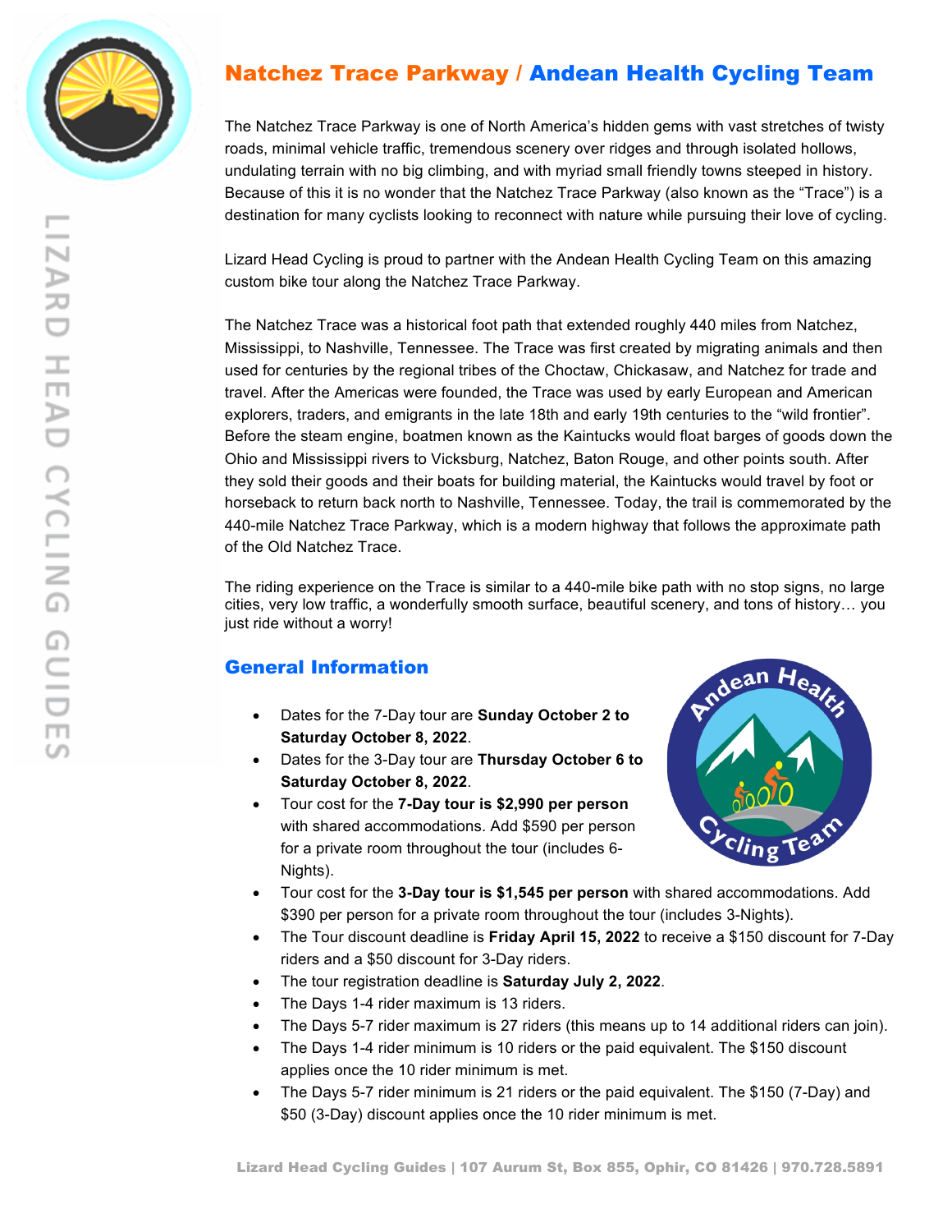# Natchez Trace Parkway / Andean Health Cycling Team

The Natchez Trace Parkway is one of North America's hidden gems with vast stretches of twisty roads, minimal vehicle traffic, tremendous scenery over ridges and through isolated hollows, undulating terrain with no big climbing, and with myriad small friendly towns steeped in history. Because of this it is no wonder that the Natchez Trace Parkway (also known as the "Trace") is a destination for many cyclists looking to reconnect with nature while pursuing their love of cycling.

Lizard Head Cycling is proud to partner with the Andean Health Cycling Team on this amazing custom bike tour along the Natchez Trace Parkway.

The Natchez Trace was a historical foot path that extended roughly 440 miles from Natchez, Mississippi, to Nashville, Tennessee. The Trace was first created by migrating animals and then used for centuries by the regional tribes of the Choctaw, Chickasaw, and Natchez for trade and travel. After the Americas were founded, the Trace was used by early European and American explorers, traders, and emigrants in the late 18th and early 19th centuries to the "wild frontier". Before the steam engine, boatmen known as the Kaintucks would float barges of goods down the Ohio and Mississippi rivers to Vicksburg, Natchez, Baton Rouge, and other points south. After they sold their goods and their boats for building material, the Kaintucks would travel by foot or horseback to return back north to Nashville, Tennessee. Today, the trail is commemorated by the 440-mile Natchez Trace Parkway, which is a modern highway that follows the approximate path of the Old Natchez Trace.

The riding experience on the Trace is similar to a 440-mile bike path with no stop signs, no large cities, very low traffic, a wonderfully smooth surface, beautiful scenery, and tons of history… you just ride without a worry!

## General Information

- Dates for the 7-Day tour are **Sunday October 2 to Saturday October 8, 2022**.
- Dates for the 3-Day tour are **Thursday October 6 to Saturday October 8, 2022**.
- Tour cost for the **7-Day tour is $2,990 per person** with shared accommodations. Add $590 per person for a private room throughout the tour (includes 6-Nights).
- Tour cost for the **3-Day tour is $1,545 per person** with shared accommodations. Add $390 per person for a private room throughout the tour (includes 3-Nights).
- The Tour discount deadline is **Friday April 15, 2022** to receive a $150 discount for 7-Day riders and a $50 discount for 3-Day riders.
- The tour registration deadline is **Saturday July 2, 2022**.
- The Days 1-4 rider maximum is 13 riders.
- The Days 5-7 rider maximum is 27 riders (this means up to 14 additional riders can join).
- The Days 1-4 rider minimum is 10 riders or the paid equivalent. The $150 discount applies once the 10 rider minimum is met.
- The Days 5-7 rider minimum is 21 riders or the paid equivalent. The $150 (7-Day) and $50 (3-Day) discount applies once the 10 rider minimum is met.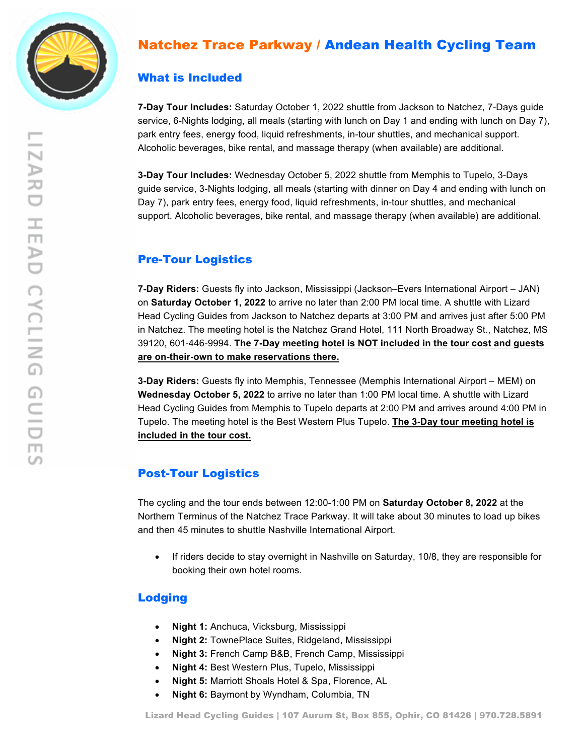# Natchez Trace Parkway / Andean Health Cycling Team

## What is Included

**7-Day Tour Includes:** Saturday October 1, 2022 shuttle from Jackson to Natchez, 7-Days guide service, 6-Nights lodging, all meals (starting with lunch on Day 1 and ending with lunch on Day 7), park entry fees, energy food, liquid refreshments, in-tour shuttles, and mechanical support. Alcoholic beverages, bike rental, and massage therapy (when available) are additional.

**3-Day Tour Includes:** Wednesday October 5, 2022 shuttle from Memphis to Tupelo, 3-Days guide service, 3-Nights lodging, all meals (starting with dinner on Day 4 and ending with lunch on Day 7), park entry fees, energy food, liquid refreshments, in-tour shuttles, and mechanical support. Alcoholic beverages, bike rental, and massage therapy (when available) are additional.

## Pre-Tour Logistics

**7-Day Riders:** Guests fly into Jackson, Mississippi (Jackson–Evers International Airport – JAN) on **Saturday October 1, 2022** to arrive no later than 2:00 PM local time. A shuttle with Lizard Head Cycling Guides from Jackson to Natchez departs at 3:00 PM and arrives just after 5:00 PM in Natchez. The meeting hotel is the Natchez Grand Hotel, 111 North Broadway St., Natchez, MS 39120, 601-446-9994. **The 7-Day meeting hotel is NOT included in the tour cost and guests are on-their-own to make reservations there.**

**3-Day Riders:** Guests fly into Memphis, Tennessee (Memphis International Airport – MEM) on **Wednesday October 5, 2022** to arrive no later than 1:00 PM local time. A shuttle with Lizard Head Cycling Guides from Memphis to Tupelo departs at 2:00 PM and arrives around 4:00 PM in Tupelo. The meeting hotel is the Best Western Plus Tupelo. **The 3-Day tour meeting hotel is included in the tour cost.**

## Post-Tour Logistics

The cycling and the tour ends between 12:00-1:00 PM on **Saturday October 8, 2022** at the Northern Terminus of the Natchez Trace Parkway. It will take about 30 minutes to load up bikes and then 45 minutes to shuttle Nashville International Airport.

- If riders decide to stay overnight in Nashville on Saturday, 10/8, they are responsible for booking their own hotel rooms.

## Lodging

- **Night 1:** Anchuca, Vicksburg, Mississippi
- **Night 2:** TownePlace Suites, Ridgeland, Mississippi
- **Night 3:** French Camp B&B, French Camp, Mississippi
- **Night 4:** Best Western Plus, Tupelo, Mississippi
- **Night 5:** Marriott Shoals Hotel & Spa, Florence, AL
- **Night 6:** Baymont by Wyndham, Columbia, TN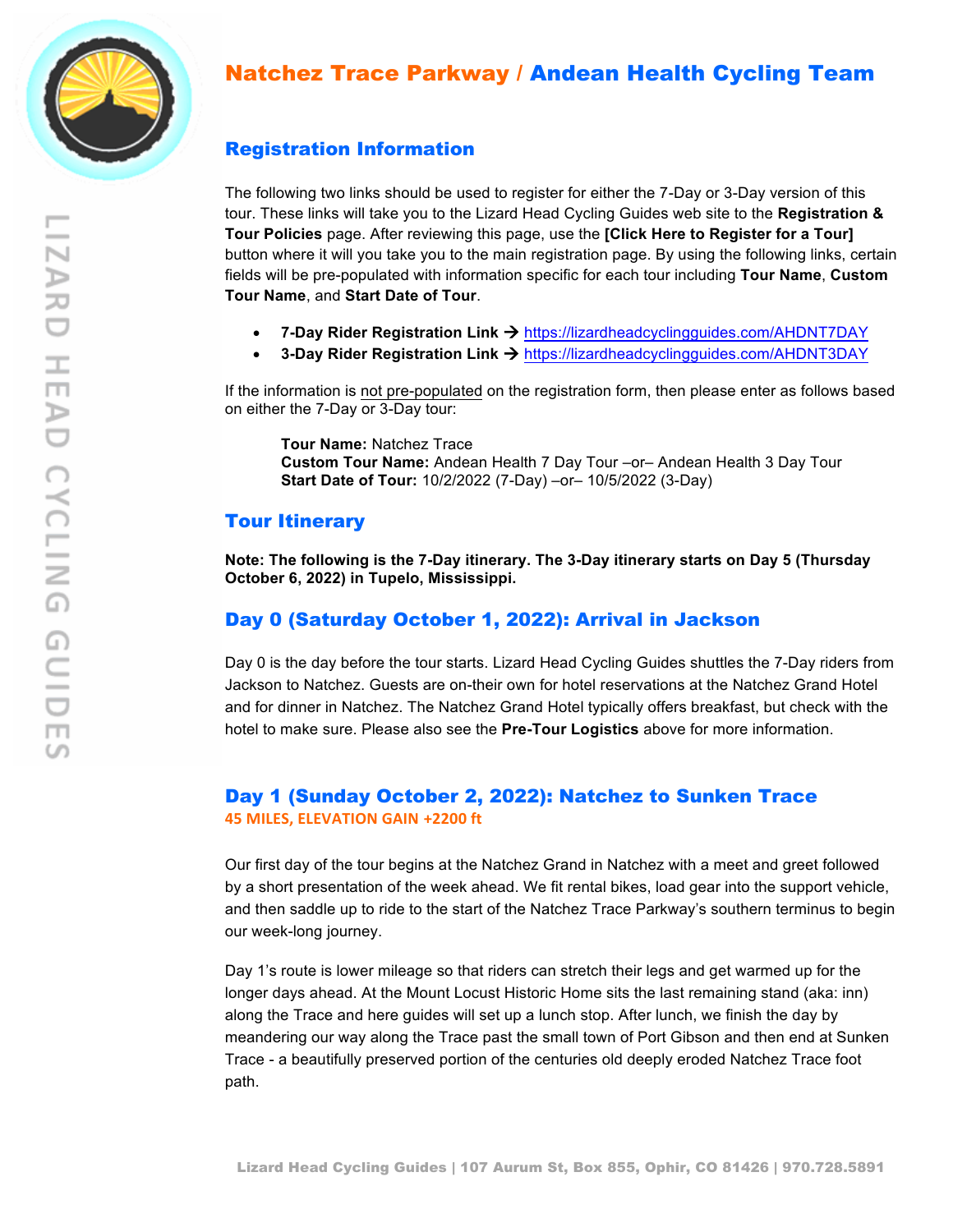# Natchez Trace Parkway / Andean Health Cycling Team

## Registration Information

The following two links should be used to register for either the 7-Day or 3-Day version of this tour. These links will take you to the Lizard Head Cycling Guides web site to the **Registration & Tour Policies** page. After reviewing this page, use the **[Click Here to Register for a Tour]** button where it will you take you to the main registration page. By using the following links, certain fields will be pre-populated with information specific for each tour including **Tour Name**, **Custom Tour Name**, and **Start Date of Tour**.

- **7-Day Rider Registration Link →** https://lizardheadcyclingguides.com/AHDNT7DAY
- **3-Day Rider Registration Link →** https://lizardheadcyclingguides.com/AHDNT3DAY

If the information is not pre-populated on the registration form, then please enter as follows based on either the 7-Day or 3-Day tour:

> **Tour Name:** Natchez Trace
> **Custom Tour Name:** Andean Health 7 Day Tour –or– Andean Health 3 Day Tour
> **Start Date of Tour:** 10/2/2022 (7-Day) –or– 10/5/2022 (3-Day)

## Tour Itinerary

**Note: The following is the 7-Day itinerary. The 3-Day itinerary starts on Day 5 (Thursday October 6, 2022) in Tupelo, Mississippi.**

## Day 0 (Saturday October 1, 2022): Arrival in Jackson

Day 0 is the day before the tour starts. Lizard Head Cycling Guides shuttles the 7-Day riders from Jackson to Natchez. Guests are on-their own for hotel reservations at the Natchez Grand Hotel and for dinner in Natchez. The Natchez Grand Hotel typically offers breakfast, but check with the hotel to make sure. Please also see the **Pre-Tour Logistics** above for more information.

## Day 1 (Sunday October 2, 2022): Natchez to Sunken Trace

**45 MILES, ELEVATION GAIN +2200 ft**

Our first day of the tour begins at the Natchez Grand in Natchez with a meet and greet followed by a short presentation of the week ahead. We fit rental bikes, load gear into the support vehicle, and then saddle up to ride to the start of the Natchez Trace Parkway's southern terminus to begin our week-long journey.

Day 1's route is lower mileage so that riders can stretch their legs and get warmed up for the longer days ahead. At the Mount Locust Historic Home sits the last remaining stand (aka: inn) along the Trace and here guides will set up a lunch stop. After lunch, we finish the day by meandering our way along the Trace past the small town of Port Gibson and then end at Sunken Trace - a beautifully preserved portion of the centuries old deeply eroded Natchez Trace foot path.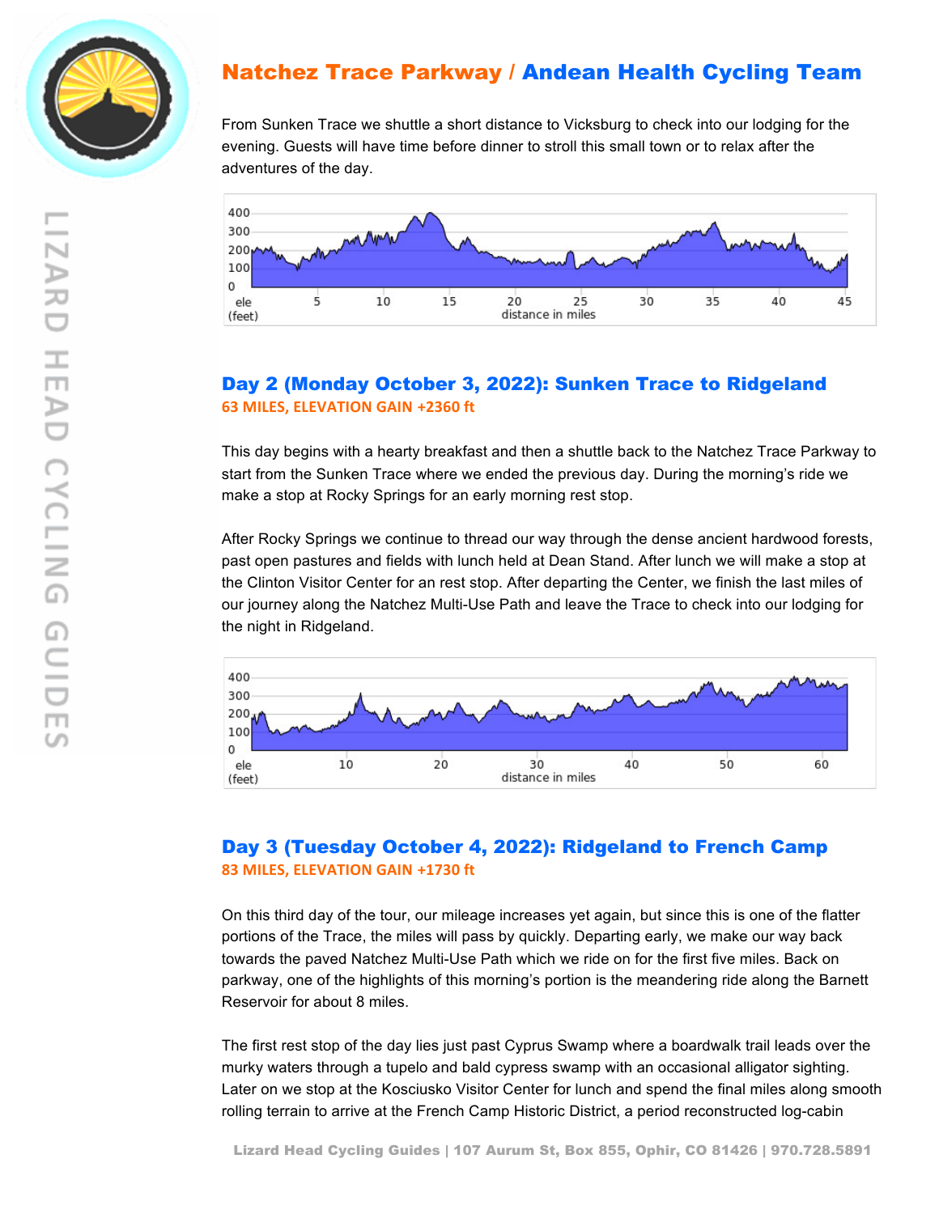## Natchez Trace Parkway / Andean Health Cycling Team

From Sunken Trace we shuttle a short distance to Vicksburg to check into our lodging for the evening. Guests will have time before dinner to stroll this small town or to relax after the adventures of the day.

### Day 2 (Monday October 3, 2022): Sunken Trace to Ridgeland

**63 MILES, ELEVATION GAIN +2360 ft**

This day begins with a hearty breakfast and then a shuttle back to the Natchez Trace Parkway to start from the Sunken Trace where we ended the previous day. During the morning's ride we make a stop at Rocky Springs for an early morning rest stop.

After Rocky Springs we continue to thread our way through the dense ancient hardwood forests, past open pastures and fields with lunch held at Dean Stand. After lunch we will make a stop at the Clinton Visitor Center for an rest stop. After departing the Center, we finish the last miles of our journey along the Natchez Multi-Use Path and leave the Trace to check into our lodging for the night in Ridgeland.

### Day 3 (Tuesday October 4, 2022): Ridgeland to French Camp

**83 MILES, ELEVATION GAIN +1730 ft**

On this third day of the tour, our mileage increases yet again, but since this is one of the flatter portions of the Trace, the miles will pass by quickly. Departing early, we make our way back towards the paved Natchez Multi-Use Path which we ride on for the first five miles. Back on parkway, one of the highlights of this morning's portion is the meandering ride along the Barnett Reservoir for about 8 miles.

The first rest stop of the day lies just past Cyprus Swamp where a boardwalk trail leads over the murky waters through a tupelo and bald cypress swamp with an occasional alligator sighting. Later on we stop at the Kosciusko Visitor Center for lunch and spend the final miles along smooth rolling terrain to arrive at the French Camp Historic District, a period reconstructed log-cabin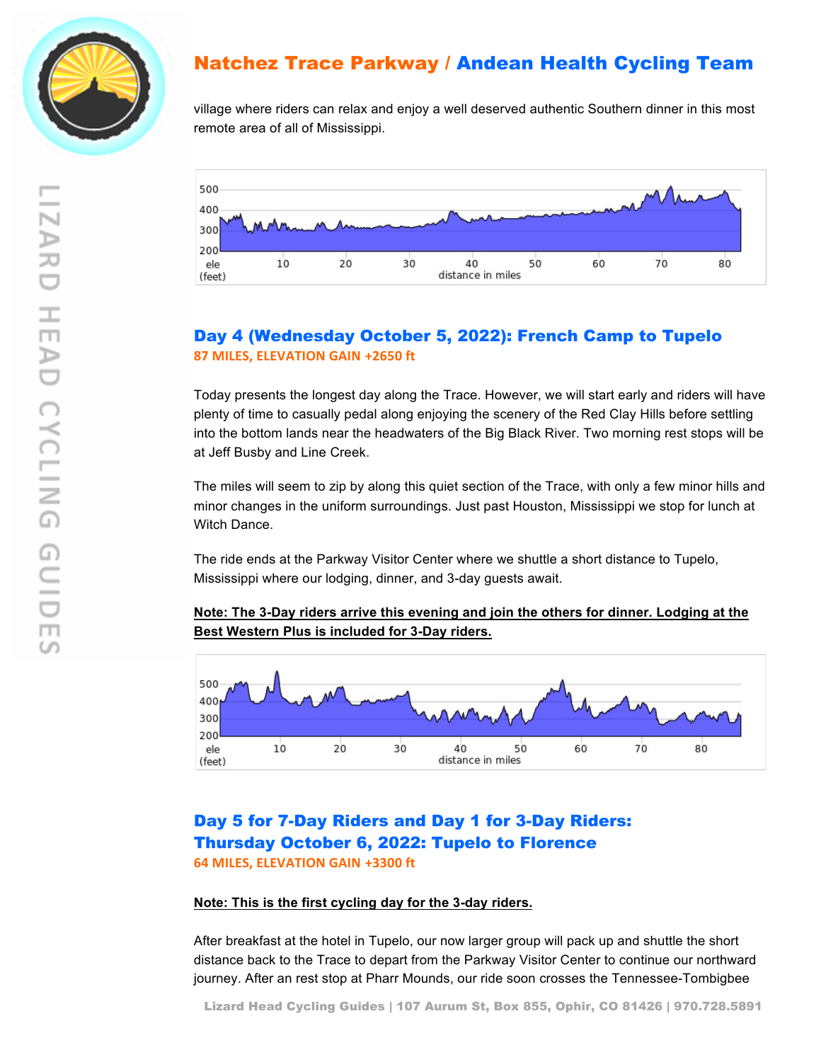village where riders can relax and enjoy a well deserved authentic Southern dinner in this most remote area of all of Mississippi.

## Day 4 (Wednesday October 5, 2022): French Camp to Tupelo

**87 MILES, ELEVATION GAIN +2650 ft**

Today presents the longest day along the Trace. However, we will start early and riders will have plenty of time to casually pedal along enjoying the scenery of the Red Clay Hills before settling into the bottom lands near the headwaters of the Big Black River. Two morning rest stops will be at Jeff Busby and Line Creek.

The miles will seem to zip by along this quiet section of the Trace, with only a few minor hills and minor changes in the uniform surroundings. Just past Houston, Mississippi we stop for lunch at Witch Dance.

The ride ends at the Parkway Visitor Center where we shuttle a short distance to Tupelo, Mississippi where our lodging, dinner, and 3-day guests await.

**Note: The 3-Day riders arrive this evening and join the others for dinner. Lodging at the Best Western Plus is included for 3-Day riders.**

## Day 5 for 7-Day Riders and Day 1 for 3-Day Riders: Thursday October 6, 2022: Tupelo to Florence

**64 MILES, ELEVATION GAIN +3300 ft**

**Note: This is the first cycling day for the 3-day riders.**

After breakfast at the hotel in Tupelo, our now larger group will pack up and shuttle the short distance back to the Trace to depart from the Parkway Visitor Center to continue our northward journey. After an rest stop at Pharr Mounds, our ride soon crosses the Tennessee-Tombigbee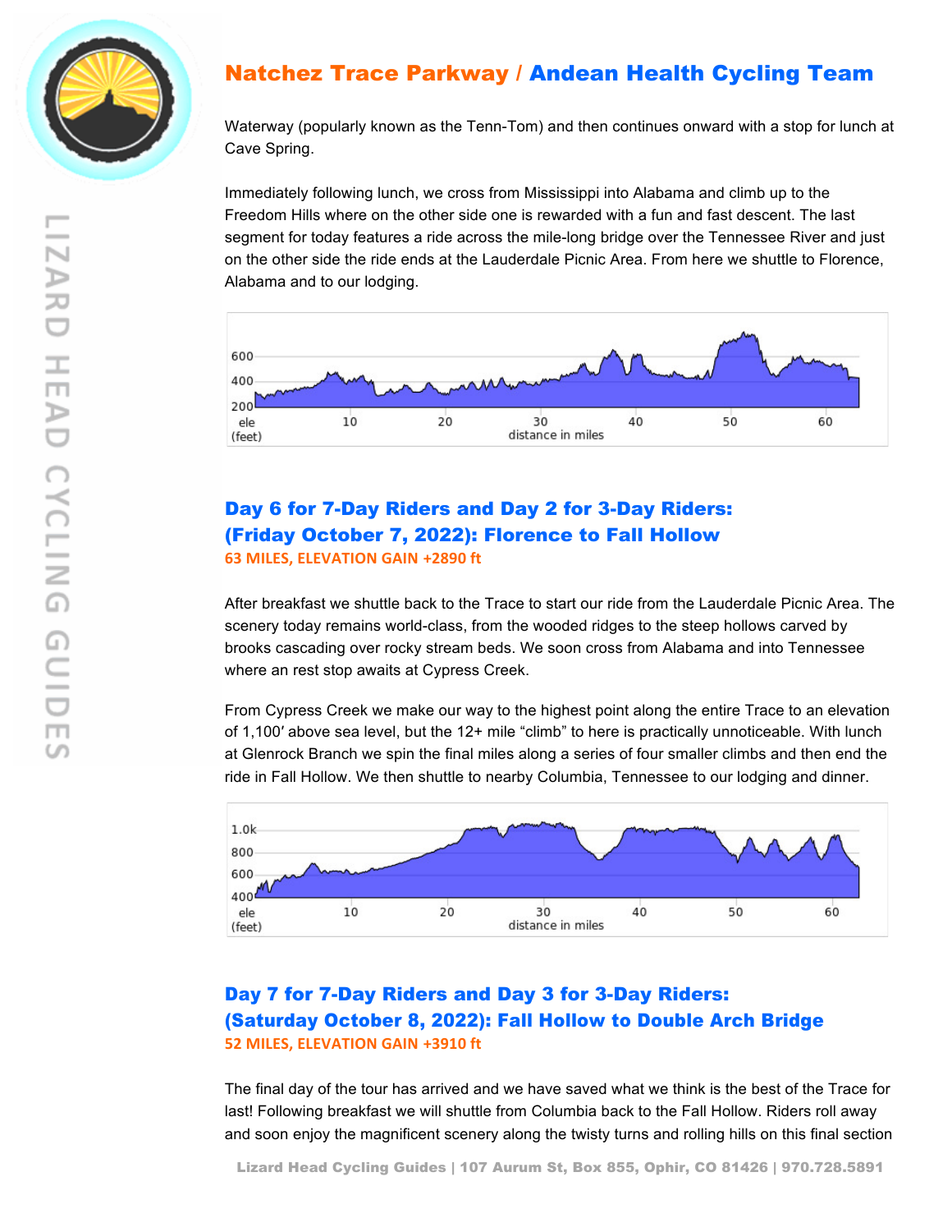# Natchez Trace Parkway / Andean Health Cycling Team

Waterway (popularly known as the Tenn-Tom) and then continues onward with a stop for lunch at Cave Spring.

Immediately following lunch, we cross from Mississippi into Alabama and climb up to the Freedom Hills where on the other side one is rewarded with a fun and fast descent. The last segment for today features a ride across the mile-long bridge over the Tennessee River and just on the other side the ride ends at the Lauderdale Picnic Area. From here we shuttle to Florence, Alabama and to our lodging.

## Day 6 for 7-Day Riders and Day 2 for 3-Day Riders: (Friday October 7, 2022): Florence to Fall Hollow

**63 MILES, ELEVATION GAIN +2890 ft**

After breakfast we shuttle back to the Trace to start our ride from the Lauderdale Picnic Area. The scenery today remains world-class, from the wooded ridges to the steep hollows carved by brooks cascading over rocky stream beds. We soon cross from Alabama and into Tennessee where an rest stop awaits at Cypress Creek.

From Cypress Creek we make our way to the highest point along the entire Trace to an elevation of 1,100′ above sea level, but the 12+ mile “climb” to here is practically unnoticeable. With lunch at Glenrock Branch we spin the final miles along a series of four smaller climbs and then end the ride in Fall Hollow. We then shuttle to nearby Columbia, Tennessee to our lodging and dinner.

## Day 7 for 7-Day Riders and Day 3 for 3-Day Riders: (Saturday October 8, 2022): Fall Hollow to Double Arch Bridge

**52 MILES, ELEVATION GAIN +3910 ft**

The final day of the tour has arrived and we have saved what we think is the best of the Trace for last! Following breakfast we will shuttle from Columbia back to the Fall Hollow. Riders roll away and soon enjoy the magnificent scenery along the twisty turns and rolling hills on this final section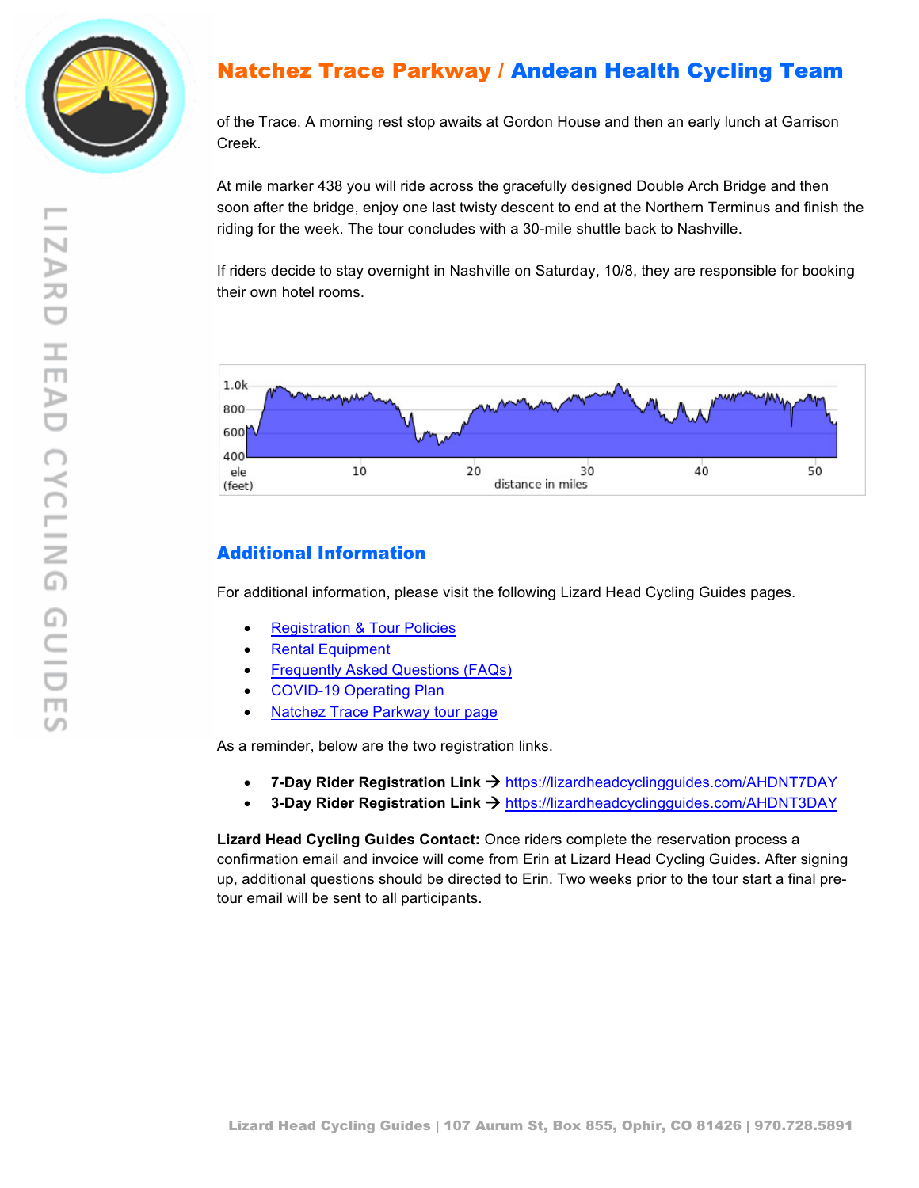of the Trace. A morning rest stop awaits at Gordon House and then an early lunch at Garrison Creek.

At mile marker 438 you will ride across the gracefully designed Double Arch Bridge and then soon after the bridge, enjoy one last twisty descent to end at the Northern Terminus and finish the riding for the week. The tour concludes with a 30-mile shuttle back to Nashville.

If riders decide to stay overnight in Nashville on Saturday, 10/8, they are responsible for booking their own hotel rooms.

1.0k
800
600
400
ele
(feet)
10
20
30
40
50
distance in miles

## Additional Information

For additional information, please visit the following Lizard Head Cycling Guides pages.

- Registration & Tour Policies
- Rental Equipment
- Frequently Asked Questions (FAQs)
- COVID-19 Operating Plan
- Natchez Trace Parkway tour page

As a reminder, below are the two registration links.

- **7-Day Rider Registration Link →** https://lizardheadcyclingguides.com/AHDNT7DAY
- **3-Day Rider Registration Link →** https://lizardheadcyclingguides.com/AHDNT3DAY

**Lizard Head Cycling Guides Contact:** Once riders complete the reservation process a confirmation email and invoice will come from Erin at Lizard Head Cycling Guides. After signing up, additional questions should be directed to Erin. Two weeks prior to the tour start a final pre-tour email will be sent to all participants.